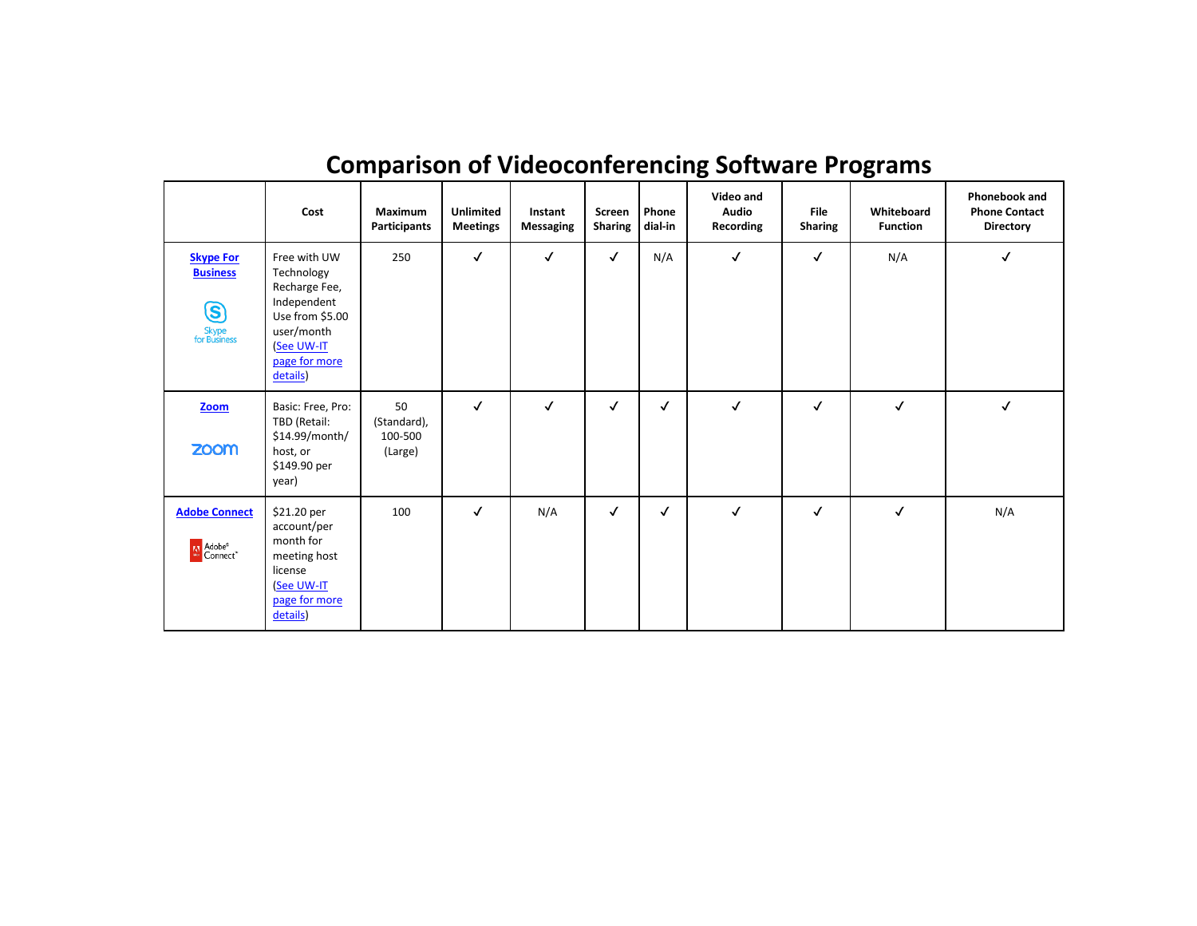# Comparison of Videoconferencing Software Programs

| | Cost | Maximum Participants | Unlimited Meetings | Instant Messaging | Screen Sharing | Phone dial-in | Video and Audio Recording | File Sharing | Whiteboard Function | Phonebook and Phone Contact Directory |
|---|---|---|---|---|---|---|---|---|---|---|
| **Skype For Business** | Free with UW Technology Recharge Fee, Independent Use from $5.00 user/month (See UW-IT page for more details) | 250 | ✓ | ✓ | ✓ | N/A | ✓ | ✓ | N/A | ✓ |
| **Zoom** | Basic: Free, Pro: TBD (Retail: $14.99/month/ host, or $149.90 per year) | 50 (Standard), 100-500 (Large) | ✓ | ✓ | ✓ | ✓ | ✓ | ✓ | ✓ | ✓ |
| **Adobe Connect** | $21.20 per account/per month for meeting host license (See UW-IT page for more details) | 100 | ✓ | N/A | ✓ | ✓ | ✓ | ✓ | ✓ | N/A |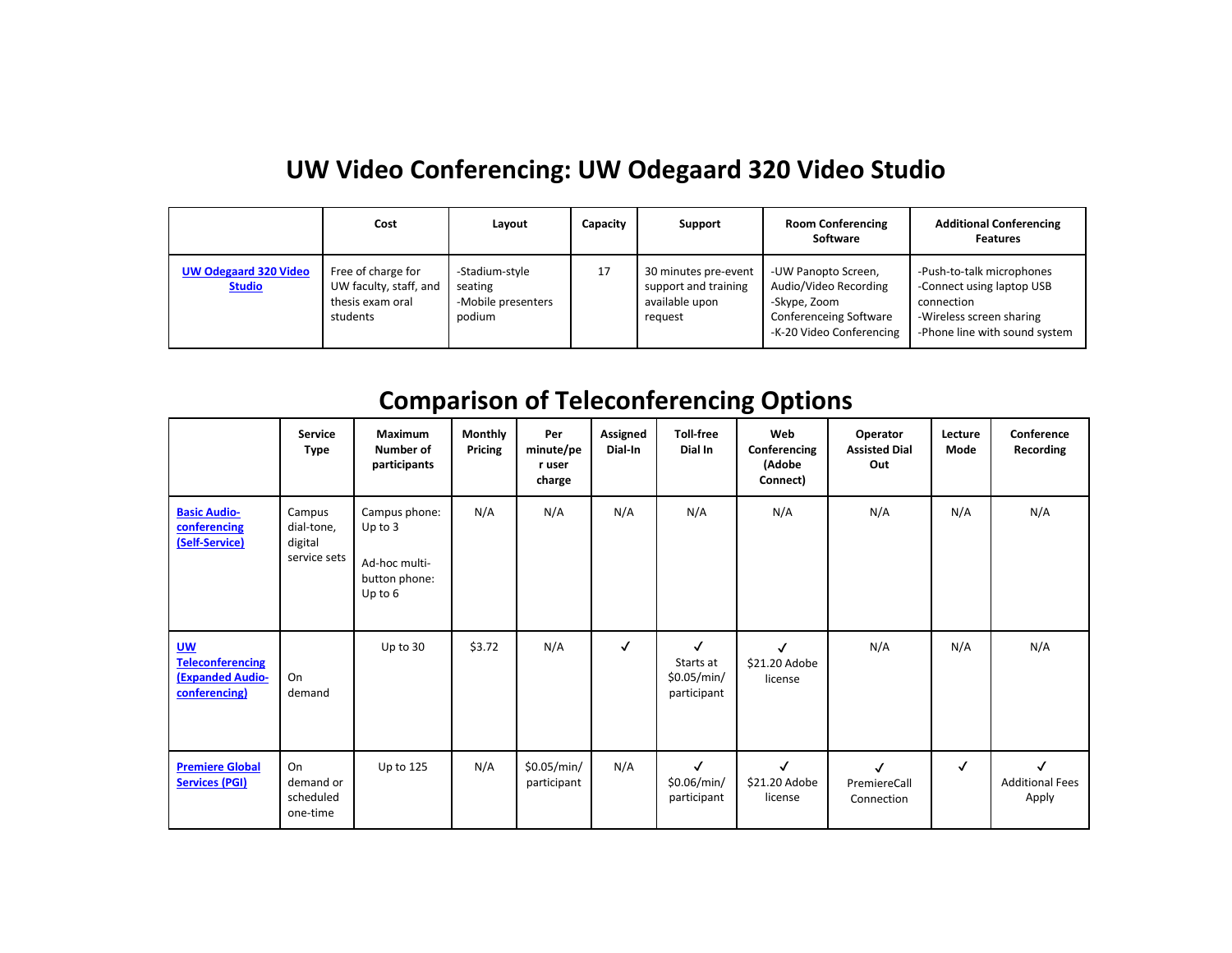# UW Video Conferencing: UW Odegaard 320 Video Studio

| | Cost | Layout | Capacity | Support | Room Conferencing Software | Additional Conferencing Features |
|---|---|---|---|---|---|---|
| UW Odegaard 320 Video Studio | Free of charge for UW faculty, staff, and thesis exam oral students | -Stadium-style seating<br>-Mobile presenters podium | 17 | 30 minutes pre-event support and training available upon request | -UW Panopto Screen, Audio/Video Recording<br>-Skype, Zoom Conferenceing Software<br>-K-20 Video Conferencing | -Push-to-talk microphones<br>-Connect using laptop USB connection<br>-Wireless screen sharing<br>-Phone line with sound system |

# Comparison of Teleconferencing Options

| | Service Type | Maximum Number of participants | Monthly Pricing | Per minute/per user charge | Assigned Dial-In | Toll-free Dial In | Web Conferencing (Adobe Connect) | Operator Assisted Dial Out | Lecture Mode | Conference Recording |
|---|---|---|---|---|---|---|---|---|---|---|
| Basic Audio-conferencing (Self-Service) | Campus dial-tone, digital service sets | Campus phone: Up to 3<br><br>Ad-hoc multi-button phone: Up to 6 | N/A | N/A | N/A | N/A | N/A | N/A | N/A | N/A |
| UW Teleconferencing (Expanded Audio-conferencing) | On demand | Up to 30 | $3.72 | N/A | ✓ | ✓ Starts at $0.05/min/participant | ✓ $21.20 Adobe license | N/A | N/A | N/A |
| Premiere Global Services (PGI) | On demand or scheduled one-time | Up to 125 | N/A | $0.05/min/participant | N/A | ✓ $0.06/min/participant | ✓ $21.20 Adobe license | ✓ PremiereCall Connection | ✓ | ✓ Additional Fees Apply |